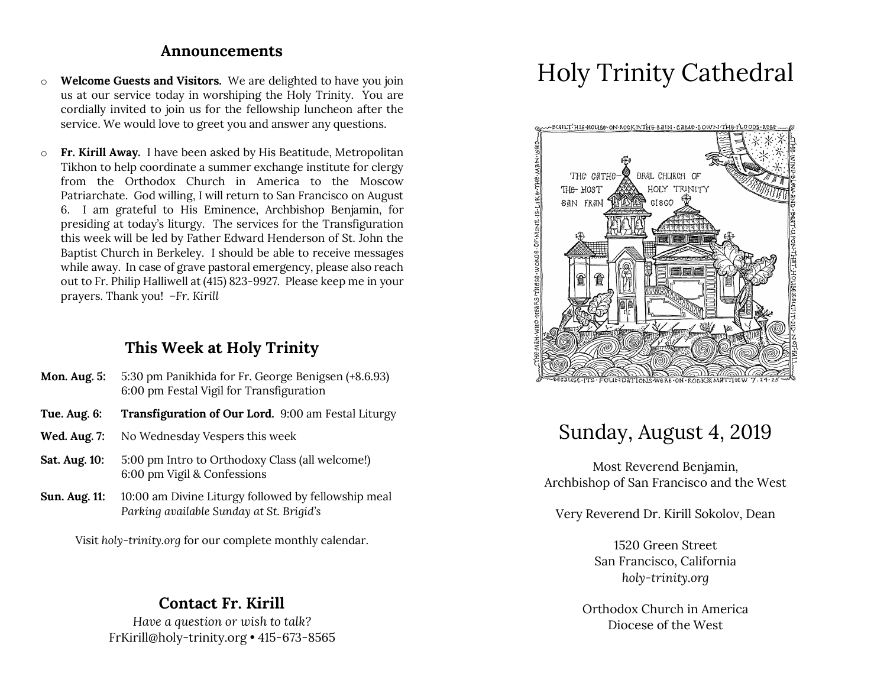## Announcements

- **Welcome Guests and Visitors.** We are delighted to have you join us at our service today in worshiping the Holy Trinity. You are cordially invited to join us for the fellowship luncheon after the service. We would love to greet you and answer any questions.

- **Fr. Kirill Away.** I have been asked by His Beatitude, Metropolitan Tikhon to help coordinate a summer exchange institute for clergy from the Orthodox Church in America to the Moscow Patriarchate. God willing, I will return to San Francisco on August 6. I am grateful to His Eminence, Archbishop Benjamin, for presiding at today's liturgy. The services for the Transfiguration this week will be led by Father Edward Henderson of St. John the Baptist Church in Berkeley. I should be able to receive messages while away. In case of grave pastoral emergency, please also reach out to Fr. Philip Halliwell at (415) 823-9927. Please keep me in your prayers. Thank you! *–Fr. Kirill*

## This Week at Holy Trinity

**Mon. Aug. 5:** 5:30 pm Panikhida for Fr. George Benigsen (+8.6.93)
6:00 pm Festal Vigil for Transfiguration

**Tue. Aug. 6:** **Transfiguration of Our Lord.** 9:00 am Festal Liturgy

**Wed. Aug. 7:** No Wednesday Vespers this week

**Sat. Aug. 10:** 5:00 pm Intro to Orthodoxy Class (all welcome!)
6:00 pm Vigil & Confessions

**Sun. Aug. 11:** 10:00 am Divine Liturgy followed by fellowship meal
*Parking available Sunday at St. Brigid's*

Visit *holy-trinity.org* for our complete monthly calendar.

## Contact Fr. Kirill

*Have a question or wish to talk?*
FrKirill@holy-trinity.org • 415-673-8565

# Holy Trinity Cathedral

## Sunday, August 4, 2019

Most Reverend Benjamin,
Archbishop of San Francisco and the West

Very Reverend Dr. Kirill Sokolov, Dean

1520 Green Street
San Francisco, California
*holy-trinity.org*

Orthodox Church in America
Diocese of the West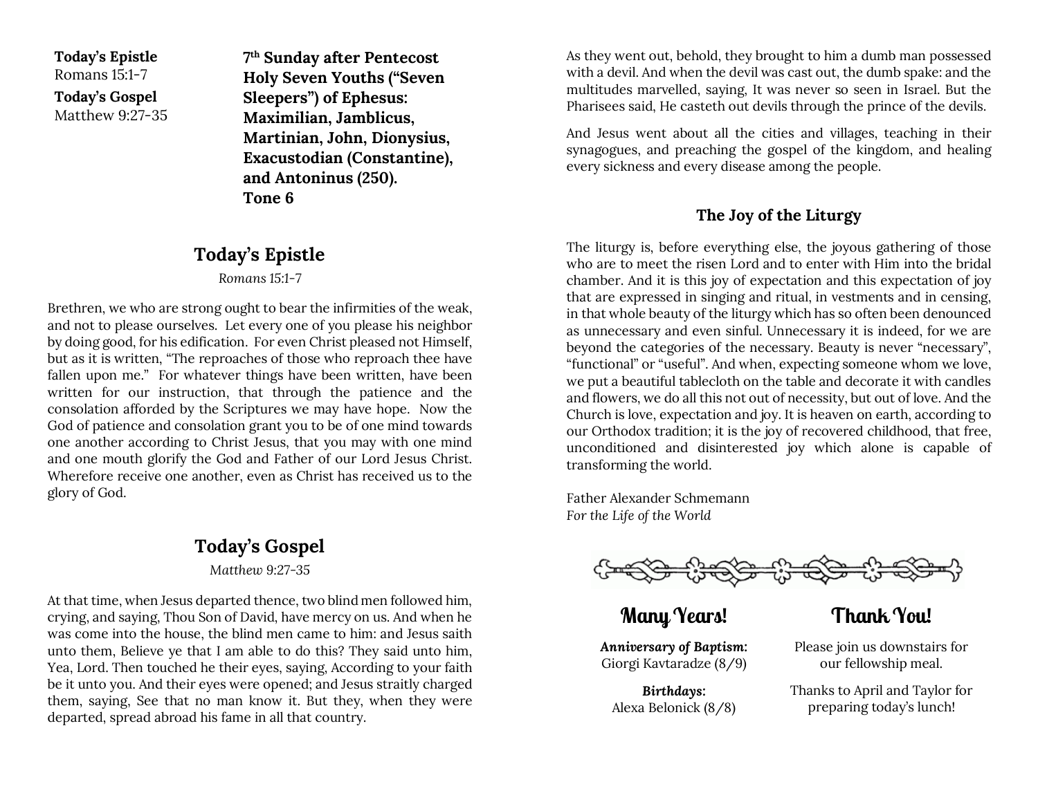**Today's Epistle**
Romans 15:1-7

**Today's Gospel**
Matthew 9:27-35

**7th Sunday after Pentecost**
**Holy Seven Youths ("Seven Sleepers") of Ephesus: Maximilian, Jamblicus, Martinian, John, Dionysius, Exacustodian (Constantine), and Antoninus (250).**
**Tone 6**

## Today's Epistle

*Romans 15:1-7*

Brethren, we who are strong ought to bear the infirmities of the weak, and not to please ourselves. Let every one of you please his neighbor by doing good, for his edification. For even Christ pleased not Himself, but as it is written, "The reproaches of those who reproach thee have fallen upon me." For whatever things have been written, have been written for our instruction, that through the patience and the consolation afforded by the Scriptures we may have hope. Now the God of patience and consolation grant you to be of one mind towards one another according to Christ Jesus, that you may with one mind and one mouth glorify the God and Father of our Lord Jesus Christ. Wherefore receive one another, even as Christ has received us to the glory of God.

## Today's Gospel

*Matthew 9:27-35*

At that time, when Jesus departed thence, two blind men followed him, crying, and saying, Thou Son of David, have mercy on us. And when he was come into the house, the blind men came to him: and Jesus saith unto them, Believe ye that I am able to do this? They said unto him, Yea, Lord. Then touched he their eyes, saying, According to your faith be it unto you. And their eyes were opened; and Jesus straitly charged them, saying, See that no man know it. But they, when they were departed, spread abroad his fame in all that country.

As they went out, behold, they brought to him a dumb man possessed with a devil. And when the devil was cast out, the dumb spake: and the multitudes marvelled, saying, It was never so seen in Israel. But the Pharisees said, He casteth out devils through the prince of the devils.

And Jesus went about all the cities and villages, teaching in their synagogues, and preaching the gospel of the kingdom, and healing every sickness and every disease among the people.

### The Joy of the Liturgy

The liturgy is, before everything else, the joyous gathering of those who are to meet the risen Lord and to enter with Him into the bridal chamber. And it is this joy of expectation and this expectation of joy that are expressed in singing and ritual, in vestments and in censing, in that whole beauty of the liturgy which has so often been denounced as unnecessary and even sinful. Unnecessary it is indeed, for we are beyond the categories of the necessary. Beauty is never "necessary", "functional" or "useful". And when, expecting someone whom we love, we put a beautiful tablecloth on the table and decorate it with candles and flowers, we do all this not out of necessity, but out of love. And the Church is love, expectation and joy. It is heaven on earth, according to our Orthodox tradition; it is the joy of recovered childhood, that free, unconditioned and disinterested joy which alone is capable of transforming the world.

Father Alexander Schmemann
*For the Life of the World*

## Many Years!

***Anniversary of Baptism:***
Giorgi Kavtaradze (8/9)

***Birthdays:***
Alexa Belonick (8/8)

## Thank You!

Please join us downstairs for our fellowship meal.

Thanks to April and Taylor for preparing today's lunch!